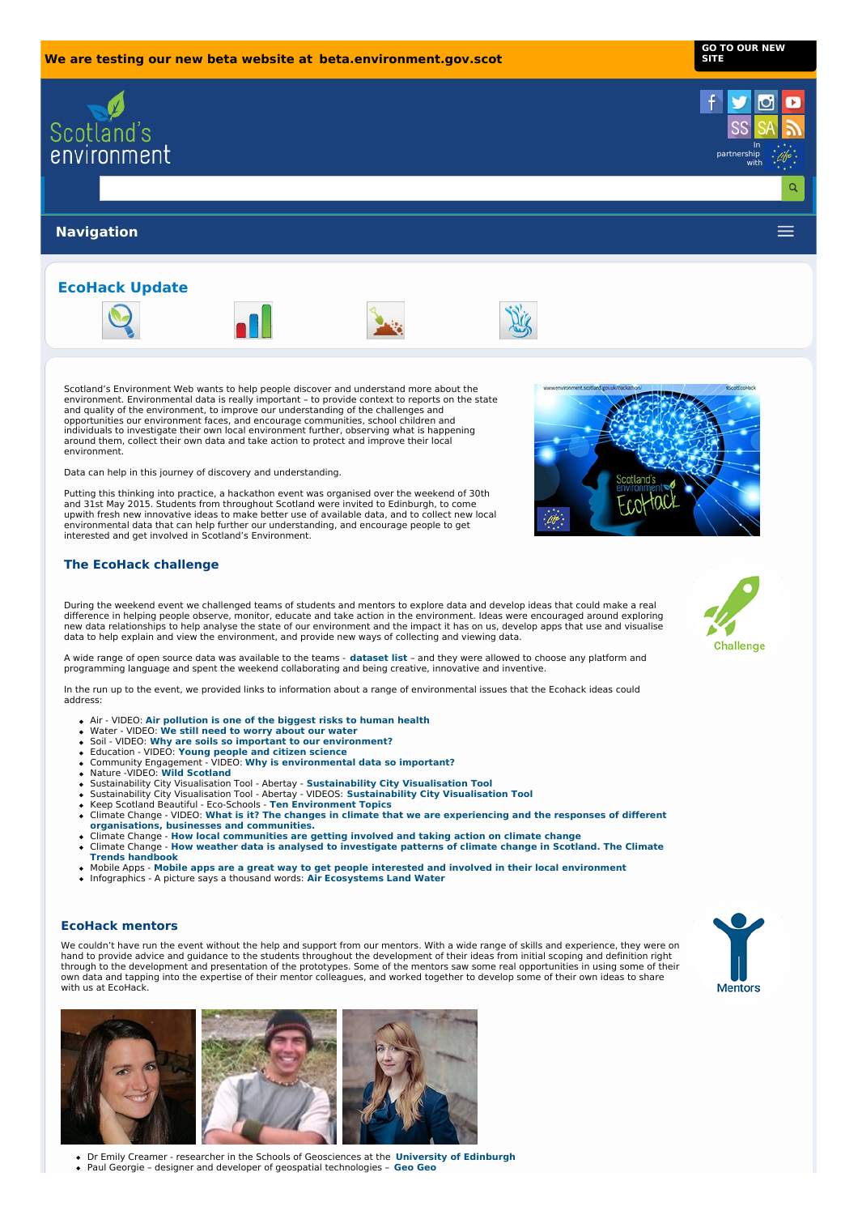We are testing our new beta website at **beta.environment.gov.scot**

**GO TO OUR NEW SITE**

In partnership with

**Navigation**

## EcoHack Update

Scotland's Environment Web wants to help people discover and understand more about the environment. Environmental data is really important – to provide context to reports on the state and quality of the environment, to improve our understanding of the challenges and opportunities our environment faces, and encourage communities, school children and individuals to investigate their own local environment further, observing what is happening around them, collect their own data and take action to protect and improve their local environment.

Data can help in this journey of discovery and understanding.

Putting this thinking into practice, a hackathon event was organised over the weekend of 30th and 31st May 2015. Students from throughout Scotland were invited to Edinburgh, to come upwith fresh new innovative ideas to make better use of available data, and to collect new local environmental data that can help further our understanding, and encourage people to get interested and get involved in Scotland's Environment.

### The EcoHack challenge

Challenge

During the weekend event we challenged teams of students and mentors to explore data and develop ideas that could make a real difference in helping people observe, monitor, educate and take action in the environment. Ideas were encouraged around exploring new data relationships to help analyse the state of our environment and the impact it has on us, develop apps that use and visualise data to help explain and view the environment, and provide new ways of collecting and viewing data.

A wide range of open source data was available to the teams - **dataset list** – and they were allowed to choose any platform and programming language and spent the weekend collaborating and being creative, innovative and inventive.

In the run up to the event, we provided links to information about a range of environmental issues that the Ecohack ideas could address:

- Air - VIDEO: **Air pollution is one of the biggest risks to human health**
- Water - VIDEO: **We still need to worry about our water**
- Soil - VIDEO: **Why are soils so important to our environment?**
- Education - VIDEO: **Young people and citizen science**
- Community Engagement - VIDEO: **Why is environmental data so important?**
- Nature -VIDEO: **Wild Scotland**
- Sustainability City Visualisation Tool - Abertay - **Sustainability City Visualisation Tool**
- Sustainability City Visualisation Tool - Abertay - VIDEOS: **Sustainability City Visualisation Tool**
- Keep Scotland Beautiful - Eco-Schools - **Ten Environment Topics**
- Climate Change - VIDEO: **What is it? The changes in climate that we are experiencing and the responses of different organisations, businesses and communities.**
- Climate Change - **How local communities are getting involved and taking action on climate change**
- Climate Change - **How weather data is analysed to investigate patterns of climate change in Scotland. The Climate Trends handbook**
- Mobile Apps - **Mobile apps are a great way to get people interested and involved in their local environment**
- Infographics - A picture says a thousand words: **Air Ecosystems Land Water**

### EcoHack mentors

Mentors

We couldn't have run the event without the help and support from our mentors. With a wide range of skills and experience, they were on hand to provide advice and guidance to the students throughout the development of their ideas from initial scoping and definition right through to the development and presentation of the prototypes. Some of the mentors saw some real opportunities in using some of their own data and tapping into the expertise of their mentor colleagues, and worked together to develop some of their own ideas to share with us at EcoHack.

- Dr Emily Creamer - researcher in the Schools of Geosciences at the **University of Edinburgh**
- Paul Georgie – designer and developer of geospatial technologies – **Geo Geo**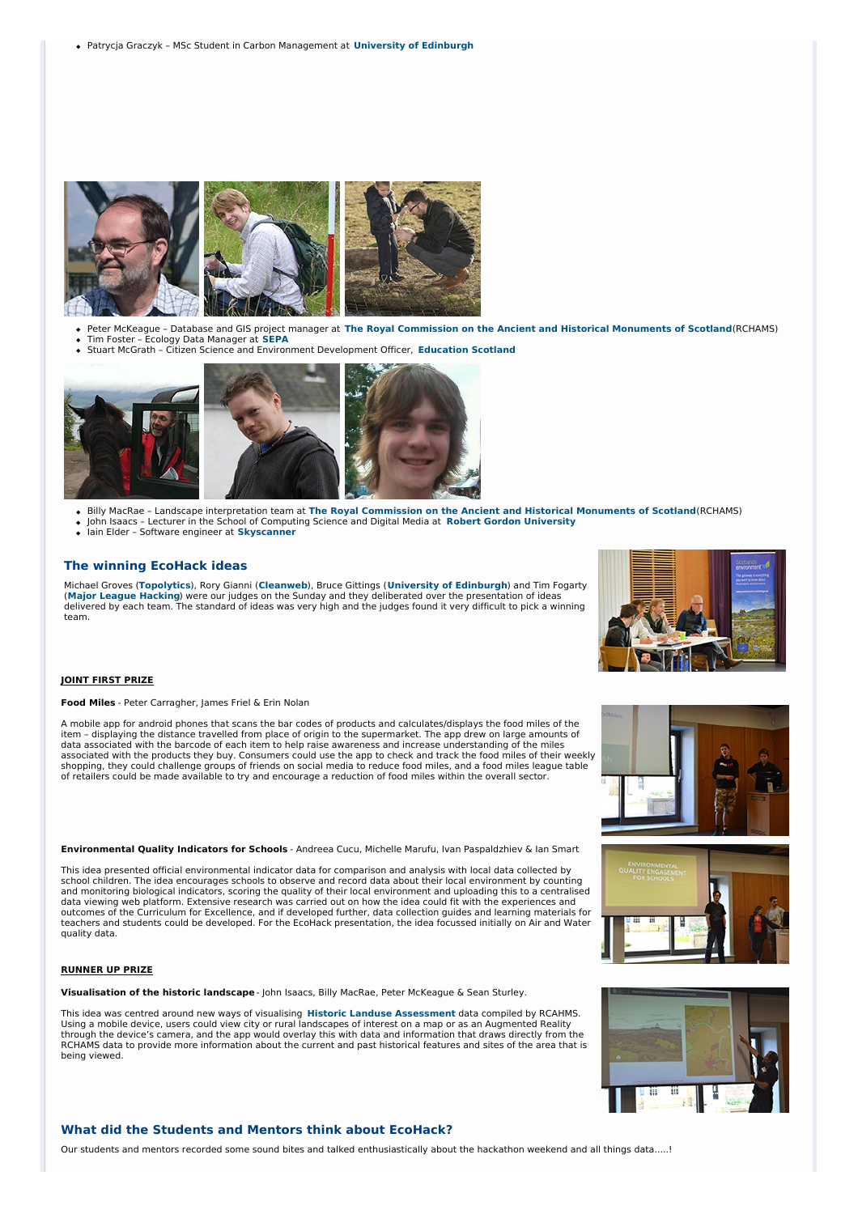- Patrycja Graczyk – MSc Student in Carbon Management at **University of Edinburgh**

- Peter McKeague – Database and GIS project manager at **The Royal Commission on the Ancient and Historical Monuments of Scotland**(RCAHMS)
- Tim Foster – Ecology Data Manager at **SEPA**
- Stuart McGrath – Citizen Science and Environment Development Officer, **Education Scotland**

- Billy MacRae – Landscape interpretation team at **The Royal Commission on the Ancient and Historical Monuments of Scotland**(RCAHMS)
- John Isaacs – Lecturer in the School of Computing Science and Digital Media at **Robert Gordon University**
- Iain Elder – Software engineer at **Skyscanner**

## The winning EcoHack ideas

Michael Groves (**Topolytics**), Rory Gianni (**Cleanweb**), Bruce Gittings (**University of Edinburgh**) and Tim Fogarty (**Major League Hacking**) were our judges on the Sunday and they deliberated over the presentation of ideas delivered by each team. The standard of ideas was very high and the judges found it very difficult to pick a winning team.

**JOINT FIRST PRIZE**

**Food Miles** - Peter Carragher, James Friel & Erin Nolan

A mobile app for android phones that scans the bar codes of products and calculates/displays the food miles of the item – displaying the distance travelled from place of origin to the supermarket. The app drew on large amounts of data associated with the barcode of each item to help raise awareness and increase understanding of the miles associated with the products they buy. Consumers could use the app to check and track the food miles of their weekly shopping, they could challenge groups of friends on social media to reduce food miles, and a food miles league table of retailers could be made available to try and encourage a reduction of food miles within the overall sector.

**Environmental Quality Indicators for Schools** - Andreea Cucu, Michelle Marufu, Ivan Paspaldzhiev & Ian Smart

This idea presented official environmental indicator data for comparison and analysis with local data collected by school children. The idea encourages schools to observe and record data about their local environment by counting and monitoring biological indicators, scoring the quality of their local environment and uploading this to a centralised data viewing web platform. Extensive research was carried out on how the idea could fit with the experiences and outcomes of the Curriculum for Excellence, and if developed further, data collection guides and learning materials for teachers and students could be developed. For the EcoHack presentation, the idea focussed initially on Air and Water quality data.

**RUNNER UP PRIZE**

**Visualisation of the historic landscape** - John Isaacs, Billy MacRae, Peter McKeague & Sean Sturley.

This idea was centred around new ways of visualising **Historic Landuse Assessment** data compiled by RCAHMS. Using a mobile device, users could view city or rural landscapes of interest on a map or as an Augmented Reality through the device's camera, and the app would overlay this with data and information that draws directly from the RCHAMS data to provide more information about the current and past historical features and sites of the area that is being viewed.

## What did the Students and Mentors think about EcoHack?

Our students and mentors recorded some sound bites and talked enthusiastically about the hackathon weekend and all things data.....!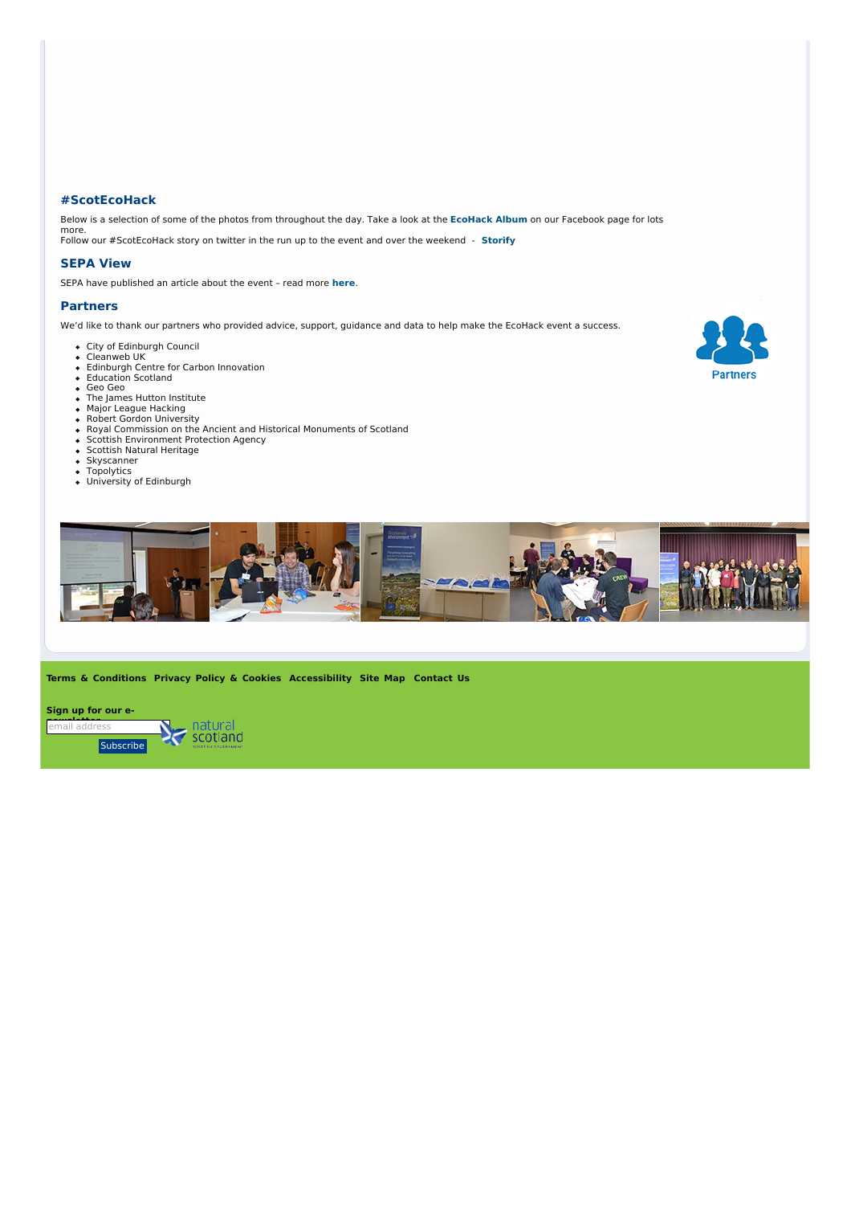## #ScotEcoHack

Below is a selection of some of the photos from throughout the day. Take a look at the **EcoHack Album** on our Facebook page for lots more.
Follow our #ScotEcoHack story on twitter in the run up to the event and over the weekend - **Storify**

## SEPA View

SEPA have published an article about the event – read more **here**.

## Partners

We'd like to thank our partners who provided advice, support, guidance and data to help make the EcoHack event a success.

- City of Edinburgh Council
- Cleanweb UK
- Edinburgh Centre for Carbon Innovation
- Education Scotland
- Geo Geo
- The James Hutton Institute
- Major League Hacking
- Robert Gordon University
- Royal Commission on the Ancient and Historical Monuments of Scotland
- Scottish Environment Protection Agency
- Scottish Natural Heritage
- Skyscanner
- Topolytics
- University of Edinburgh

Partners

**Terms & Conditions** **Privacy Policy & Cookies** **Accessibility** **Site Map** **Contact Us**

**Sign up for our e-newsletter**

email address

Subscribe

natural scotland